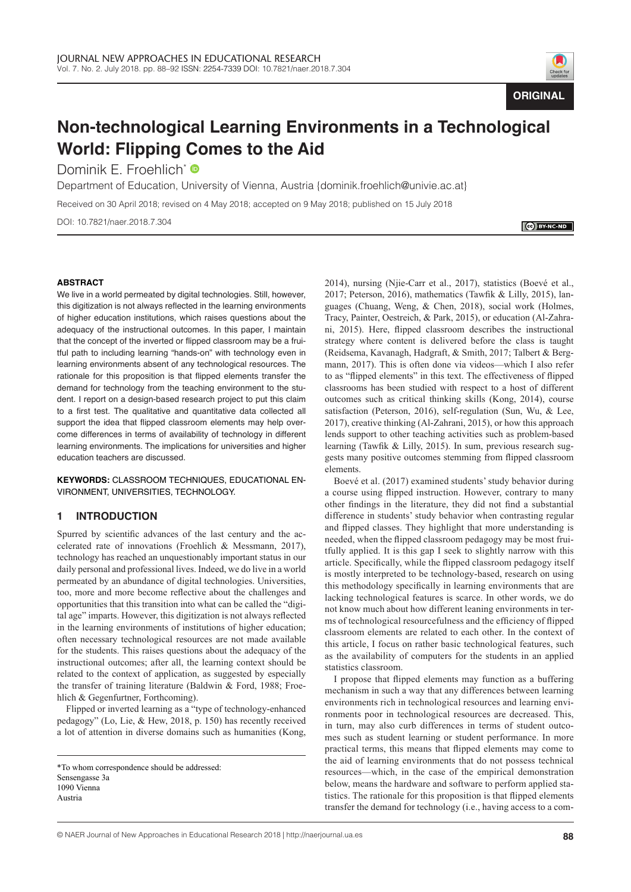# Non-technological Learning Environments in a Technological World: Flipping Comes to the Aid

Dominik E. Froehlich*

Department of Education, University of Vienna, Austria {dominik.froehlich@univie.ac.at}

Received on 30 April 2018; revised on 4 May 2018; accepted on 9 May 2018; published on 15 July 2018

DOI: 10.7821/naer.2018.7.304

### ABSTRACT

We live in a world permeated by digital technologies. Still, however, this digitization is not always reflected in the learning environments of higher education institutions, which raises questions about the adequacy of the instructional outcomes. In this paper, I maintain that the concept of the inverted or flipped classroom may be a fruitful path to including learning "hands-on" with technology even in learning environments absent of any technological resources. The rationale for this proposition is that flipped elements transfer the demand for technology from the teaching environment to the student. I report on a design-based research project to put this claim to a first test. The qualitative and quantitative data collected all support the idea that flipped classroom elements may help overcome differences in terms of availability of technology in different learning environments. The implications for universities and higher education teachers are discussed.

**KEYWORDS:** CLASSROOM TECHNIQUES, EDUCATIONAL ENVIRONMENT, UNIVERSITIES, TECHNOLOGY.

## 1 INTRODUCTION

Spurred by scientific advances of the last century and the accelerated rate of innovations (Froehlich & Messmann, 2017), technology has reached an unquestionably important status in our daily personal and professional lives. Indeed, we do live in a world permeated by an abundance of digital technologies. Universities, too, more and more become reflective about the challenges and opportunities that this transition into what can be called the "digital age" imparts. However, this digitization is not always reflected in the learning environments of institutions of higher education; often necessary technological resources are not made available for the students. This raises questions about the adequacy of the instructional outcomes; after all, the learning context should be related to the context of application, as suggested by especially the transfer of training literature (Baldwin & Ford, 1988; Froehlich & Gegenfurtner, Forthcoming).

Flipped or inverted learning as a "type of technology-enhanced pedagogy" (Lo, Lie, & Hew, 2018, p. 150) has recently received a lot of attention in diverse domains such as humanities (Kong, 2014), nursing (Njie-Carr et al., 2017), statistics (Boevé et al., 2017; Peterson, 2016), mathematics (Tawfik & Lilly, 2015), languages (Chuang, Weng, & Chen, 2018), social work (Holmes, Tracy, Painter, Oestreich, & Park, 2015), or education (Al-Zahrani, 2015). Here, flipped classroom describes the instructional strategy where content is delivered before the class is taught (Reidsema, Kavanagh, Hadgraft, & Smith, 2017; Talbert & Bergmann, 2017). This is often done via videos—which I also refer to as "flipped elements" in this text. The effectiveness of flipped classrooms has been studied with respect to a host of different outcomes such as critical thinking skills (Kong, 2014), course satisfaction (Peterson, 2016), self-regulation (Sun, Wu, & Lee, 2017), creative thinking (Al-Zahrani, 2015), or how this approach lends support to other teaching activities such as problem-based learning (Tawfik & Lilly, 2015). In sum, previous research suggests many positive outcomes stemming from flipped classroom elements.

Boevé et al. (2017) examined students' study behavior during a course using flipped instruction. However, contrary to many other findings in the literature, they did not find a substantial difference in students' study behavior when contrasting regular and flipped classes. They highlight that more understanding is needed, when the flipped classroom pedagogy may be most fruitfully applied. It is this gap I seek to slightly narrow with this article. Specifically, while the flipped classroom pedagogy itself is mostly interpreted to be technology-based, research on using this methodology specifically in learning environments that are lacking technological features is scarce. In other words, we do not know much about how different leaning environments in terms of technological resourcefulness and the efficiency of flipped classroom elements are related to each other. In the context of this article, I focus on rather basic technological features, such as the availability of computers for the students in an applied statistics classroom.

I propose that flipped elements may function as a buffering mechanism in such a way that any differences between learning environments rich in technological resources and learning environments poor in technological resources are decreased. This, in turn, may also curb differences in terms of student outcomes such as student learning or student performance. In more practical terms, this means that flipped elements may come to the aid of learning environments that do not possess technical resources—which, in the case of the empirical demonstration below, means the hardware and software to perform applied statistics. The rationale for this proposition is that flipped elements transfer the demand for technology (i.e., having access to a com-

*To whom correspondence should be addressed:
Sensengasse 3a
1090 Vienna
Austria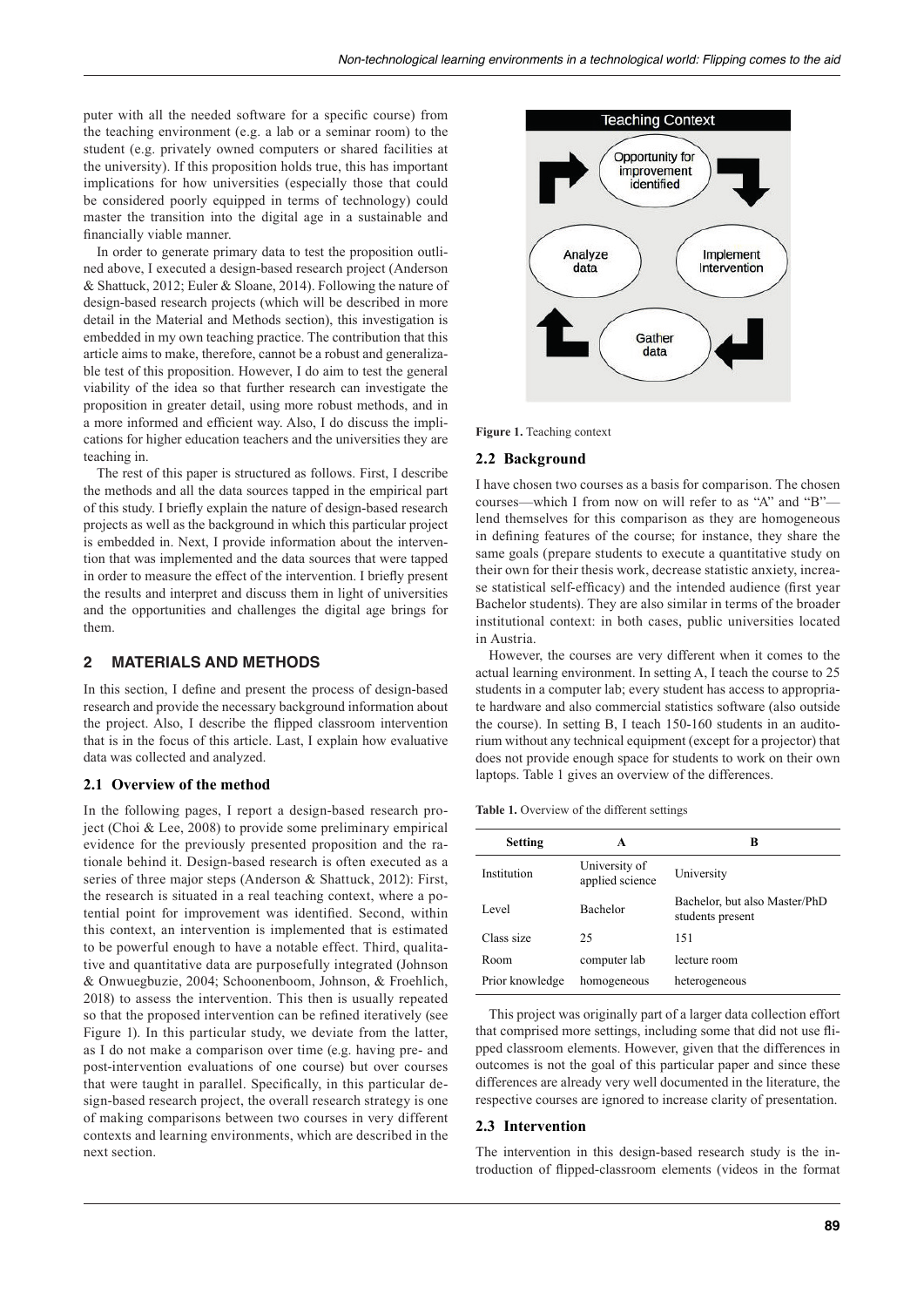puter with all the needed software for a specific course) from the teaching environment (e.g. a lab or a seminar room) to the student (e.g. privately owned computers or shared facilities at the university). If this proposition holds true, this has important implications for how universities (especially those that could be considered poorly equipped in terms of technology) could master the transition into the digital age in a sustainable and financially viable manner.

In order to generate primary data to test the proposition outlined above, I executed a design-based research project (Anderson & Shattuck, 2012; Euler & Sloane, 2014). Following the nature of design-based research projects (which will be described in more detail in the Material and Methods section), this investigation is embedded in my own teaching practice. The contribution that this article aims to make, therefore, cannot be a robust and generalizable test of this proposition. However, I do aim to test the general viability of the idea so that further research can investigate the proposition in greater detail, using more robust methods, and in a more informed and efficient way. Also, I do discuss the implications for higher education teachers and the universities they are teaching in.

The rest of this paper is structured as follows. First, I describe the methods and all the data sources tapped in the empirical part of this study. I briefly explain the nature of design-based research projects as well as the background in which this particular project is embedded in. Next, I provide information about the intervention that was implemented and the data sources that were tapped in order to measure the effect of the intervention. I briefly present the results and interpret and discuss them in light of universities and the opportunities and challenges the digital age brings for them.

## 2 MATERIALS AND METHODS

In this section, I define and present the process of design-based research and provide the necessary background information about the project. Also, I describe the flipped classroom intervention that is in the focus of this article. Last, I explain how evaluative data was collected and analyzed.

### 2.1 Overview of the method

In the following pages, I report a design-based research project (Choi & Lee, 2008) to provide some preliminary empirical evidence for the previously presented proposition and the rationale behind it. Design-based research is often executed as a series of three major steps (Anderson & Shattuck, 2012): First, the research is situated in a real teaching context, where a potential point for improvement was identified. Second, within this context, an intervention is implemented that is estimated to be powerful enough to have a notable effect. Third, qualitative and quantitative data are purposefully integrated (Johnson & Onwuegbuzie, 2004; Schoonenboom, Johnson, & Froehlich, 2018) to assess the intervention. This then is usually repeated so that the proposed intervention can be refined iteratively (see Figure 1). In this particular study, we deviate from the latter, as I do not make a comparison over time (e.g. having pre- and post-intervention evaluations of one course) but over courses that were taught in parallel. Specifically, in this particular design-based research project, the overall research strategy is one of making comparisons between two courses in very different contexts and learning environments, which are described in the next section.

Teaching Context

Opportunity for improvement identified → Implement Intervention → Gather data → Analyze data →

**Figure 1.** Teaching context

### 2.2 Background

I have chosen two courses as a basis for comparison. The chosen courses—which I from now on will refer to as "A" and "B"—lend themselves for this comparison as they are homogeneous in defining features of the course; for instance, they share the same goals (prepare students to execute a quantitative study on their own for their thesis work, decrease statistic anxiety, increase statistical self-efficacy) and the intended audience (first year Bachelor students). They are also similar in terms of the broader institutional context: in both cases, public universities located in Austria.

However, the courses are very different when it comes to the actual learning environment. In setting A, I teach the course to 25 students in a computer lab; every student has access to appropriate hardware and also commercial statistics software (also outside the course). In setting B, I teach 150-160 students in an auditorium without any technical equipment (except for a projector) that does not provide enough space for students to work on their own laptops. Table 1 gives an overview of the differences.

**Table 1.** Overview of the different settings

| Setting | A | B |
|---|---|---|
| Institution | University of applied science | University |
| Level | Bachelor | Bachelor, but also Master/PhD students present |
| Class size | 25 | 151 |
| Room | computer lab | lecture room |
| Prior knowledge | homogeneous | heterogeneous |

This project was originally part of a larger data collection effort that comprised more settings, including some that did not use flipped classroom elements. However, given that the differences in outcomes is not the goal of this particular paper and since these differences are already very well documented in the literature, the respective courses are ignored to increase clarity of presentation.

### 2.3 Intervention

The intervention in this design-based research study is the introduction of flipped-classroom elements (videos in the format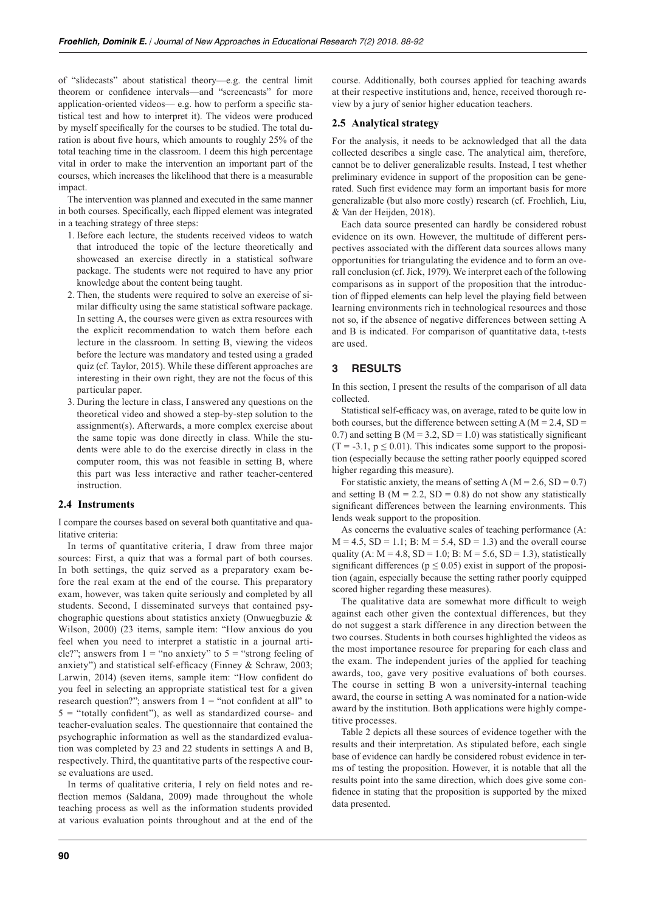of "slidecasts" about statistical theory—e.g. the central limit theorem or confidence intervals—and "screencasts" for more application-oriented videos— e.g. how to perform a specific statistical test and how to interpret it). The videos were produced by myself specifically for the courses to be studied. The total duration is about five hours, which amounts to roughly 25% of the total teaching time in the classroom. I deem this high percentage vital in order to make the intervention an important part of the courses, which increases the likelihood that there is a measurable impact.

The intervention was planned and executed in the same manner in both courses. Specifically, each flipped element was integrated in a teaching strategy of three steps:

1. Before each lecture, the students received videos to watch that introduced the topic of the lecture theoretically and showcased an exercise directly in a statistical software package. The students were not required to have any prior knowledge about the content being taught.
2. Then, the students were required to solve an exercise of similar difficulty using the same statistical software package. In setting A, the courses were given as extra resources with the explicit recommendation to watch them before each lecture in the classroom. In setting B, viewing the videos before the lecture was mandatory and tested using a graded quiz (cf. Taylor, 2015). While these different approaches are interesting in their own right, they are not the focus of this particular paper.
3. During the lecture in class, I answered any questions on the theoretical video and showed a step-by-step solution to the assignment(s). Afterwards, a more complex exercise about the same topic was done directly in class. While the students were able to do the exercise directly in class in the computer room, this was not feasible in setting B, where this part was less interactive and rather teacher-centered instruction.

### 2.4 Instruments

I compare the courses based on several both quantitative and qualitative criteria:

In terms of quantitative criteria, I draw from three major sources: First, a quiz that was a formal part of both courses. In both settings, the quiz served as a preparatory exam before the real exam at the end of the course. This preparatory exam, however, was taken quite seriously and completed by all students. Second, I disseminated surveys that contained psychographic questions about statistics anxiety (Onwuegbuzie & Wilson, 2000) (23 items, sample item: "How anxious do you feel when you need to interpret a statistic in a journal article?"; answers from 1 = "no anxiety" to 5 = "strong feeling of anxiety") and statistical self-efficacy (Finney & Schraw, 2003; Larwin, 2014) (seven items, sample item: "How confident do you feel in selecting an appropriate statistical test for a given research question?"; answers from 1 = "not confident at all" to 5 = "totally confident"), as well as standardized course- and teacher-evaluation scales. The questionnaire that contained the psychographic information as well as the standardized evaluation was completed by 23 and 22 students in settings A and B, respectively. Third, the quantitative parts of the respective course evaluations are used.

In terms of qualitative criteria, I rely on field notes and reflection memos (Saldana, 2009) made throughout the whole teaching process as well as the information students provided at various evaluation points throughout and at the end of the course. Additionally, both courses applied for teaching awards at their respective institutions and, hence, received thorough review by a jury of senior higher education teachers.

### 2.5 Analytical strategy

For the analysis, it needs to be acknowledged that all the data collected describes a single case. The analytical aim, therefore, cannot be to deliver generalizable results. Instead, I test whether preliminary evidence in support of the proposition can be generated. Such first evidence may form an important basis for more generalizable (but also more costly) research (cf. Froehlich, Liu, & Van der Heijden, 2018).

Each data source presented can hardly be considered robust evidence on its own. However, the multitude of different perspectives associated with the different data sources allows many opportunities for triangulating the evidence and to form an overall conclusion (cf. Jick, 1979). We interpret each of the following comparisons as in support of the proposition that the introduction of flipped elements can help level the playing field between learning environments rich in technological resources and those not so, if the absence of negative differences between setting A and B is indicated. For comparison of quantitative data, t-tests are used.

## 3 RESULTS

In this section, I present the results of the comparison of all data collected.

Statistical self-efficacy was, on average, rated to be quite low in both courses, but the difference between setting A ($M = 2.4$, $SD = 0.7$) and setting B ($M = 3.2$, $SD = 1.0$) was statistically significant ($T = -3.1$, $p \leq 0.01$). This indicates some support to the proposition (especially because the setting rather poorly equipped scored higher regarding this measure).

For statistic anxiety, the means of setting A ($M = 2.6$, $SD = 0.7$) and setting B ($M = 2.2$, $SD = 0.8$) do not show any statistically significant differences between the learning environments. This lends weak support to the proposition.

As concerns the evaluative scales of teaching performance (A: $M = 4.5$, $SD = 1.1$; B: $M = 5.4$, $SD = 1.3$) and the overall course quality (A: $M = 4.8$, $SD = 1.0$; B: $M = 5.6$, $SD = 1.3$), statistically significant differences ($p \leq 0.05$) exist in support of the proposition (again, especially because the setting rather poorly equipped scored higher regarding these measures).

The qualitative data are somewhat more difficult to weigh against each other given the contextual differences, but they do not suggest a stark difference in any direction between the two courses. Students in both courses highlighted the videos as the most importance resource for preparing for each class and the exam. The independent juries of the applied for teaching awards, too, gave very positive evaluations of both courses. The course in setting B won a university-internal teaching award, the course in setting A was nominated for a nation-wide award by the institution. Both applications were highly competitive processes.

Table 2 depicts all these sources of evidence together with the results and their interpretation. As stipulated before, each single base of evidence can hardly be considered robust evidence in terms of testing the proposition. However, it is notable that all the results point into the same direction, which does give some confidence in stating that the proposition is supported by the mixed data presented.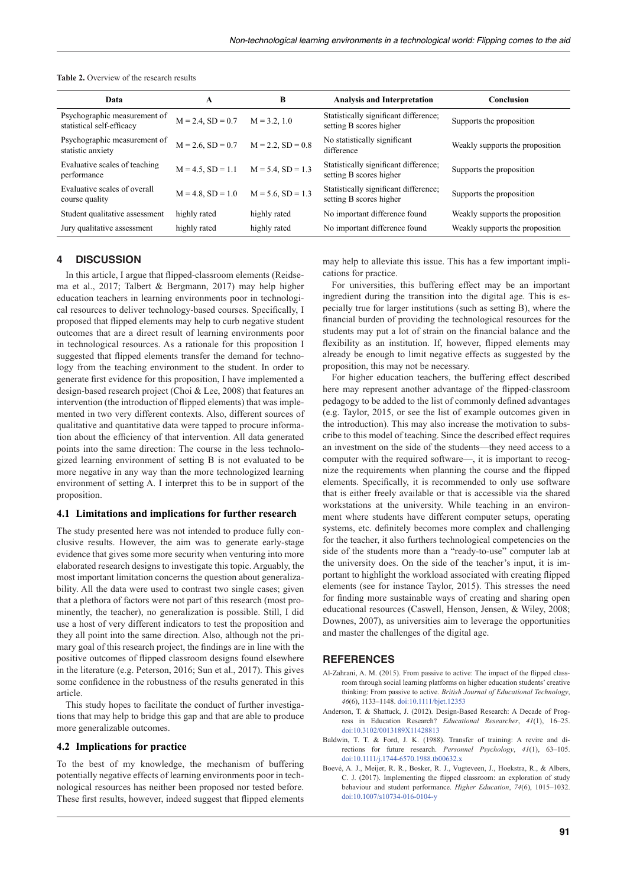**Table 2.** Overview of the research results

| Data | A | B | Analysis and Interpretation | Conclusion |
|---|---|---|---|---|
| Psychographic measurement of statistical self-efficacy | M = 2.4, SD = 0.7 | M = 3.2, 1.0 | Statistically significant difference; setting B scores higher | Supports the proposition |
| Psychographic measurement of statistic anxiety | M = 2.6, SD = 0.7 | M = 2.2, SD = 0.8 | No statistically significant difference | Weakly supports the proposition |
| Evaluative scales of teaching performance | M = 4.5, SD = 1.1 | M = 5.4, SD = 1.3 | Statistically significant difference; setting B scores higher | Supports the proposition |
| Evaluative scales of overall course quality | M = 4.8, SD = 1.0 | M = 5.6, SD = 1.3 | Statistically significant difference; setting B scores higher | Supports the proposition |
| Student qualitative assessment | highly rated | highly rated | No important difference found | Weakly supports the proposition |
| Jury qualitative assessment | highly rated | highly rated | No important difference found | Weakly supports the proposition |

## 4 DISCUSSION

In this article, I argue that flipped-classroom elements (Reidsema et al., 2017; Talbert & Bergmann, 2017) may help higher education teachers in learning environments poor in technological resources to deliver technology-based courses. Specifically, I proposed that flipped elements may help to curb negative student outcomes that are a direct result of learning environments poor in technological resources. As a rationale for this proposition I suggested that flipped elements transfer the demand for technology from the teaching environment to the student. In order to generate first evidence for this proposition, I have implemented a design-based research project (Choi & Lee, 2008) that features an intervention (the introduction of flipped elements) that was implemented in two very different contexts. Also, different sources of qualitative and quantitative data were tapped to procure information about the efficiency of that intervention. All data generated points into the same direction: The course in the less technologized learning environment of setting B is not evaluated to be more negative in any way than the more technologized learning environment of setting A. I interpret this to be in support of the proposition.

### 4.1 Limitations and implications for further research

The study presented here was not intended to produce fully conclusive results. However, the aim was to generate early-stage evidence that gives some more security when venturing into more elaborated research designs to investigate this topic. Arguably, the most important limitation concerns the question about generalizability. All the data were used to contrast two single cases; given that a plethora of factors were not part of this research (most prominently, the teacher), no generalization is possible. Still, I did use a host of very different indicators to test the proposition and they all point into the same direction. Also, although not the primary goal of this research project, the findings are in line with the positive outcomes of flipped classroom designs found elsewhere in the literature (e.g. Peterson, 2016; Sun et al., 2017). This gives some confidence in the robustness of the results generated in this article.

This study hopes to facilitate the conduct of further investigations that may help to bridge this gap and that are able to produce more generalizable outcomes.

### 4.2 Implications for practice

To the best of my knowledge, the mechanism of buffering potentially negative effects of learning environments poor in technological resources has neither been proposed nor tested before. These first results, however, indeed suggest that flipped elements may help to alleviate this issue. This has a few important implications for practice.

For universities, this buffering effect may be an important ingredient during the transition into the digital age. This is especially true for larger institutions (such as setting B), where the financial burden of providing the technological resources for the students may put a lot of strain on the financial balance and the flexibility as an institution. If, however, flipped elements may already be enough to limit negative effects as suggested by the proposition, this may not be necessary.

For higher education teachers, the buffering effect described here may represent another advantage of the flipped-classroom pedagogy to be added to the list of commonly defined advantages (e.g. Taylor, 2015, or see the list of example outcomes given in the introduction). This may also increase the motivation to subscribe to this model of teaching. Since the described effect requires an investment on the side of the students—they need access to a computer with the required software—, it is important to recognize the requirements when planning the course and the flipped elements. Specifically, it is recommended to only use software that is either freely available or that is accessible via the shared workstations at the university. While teaching in an environment where students have different computer setups, operating systems, etc. definitely becomes more complex and challenging for the teacher, it also furthers technological competencies on the side of the students more than a "ready-to-use" computer lab at the university does. On the side of the teacher's input, it is important to highlight the workload associated with creating flipped elements (see for instance Taylor, 2015). This stresses the need for finding more sustainable ways of creating and sharing open educational resources (Caswell, Henson, Jensen, & Wiley, 2008; Downes, 2007), as universities aim to leverage the opportunities and master the challenges of the digital age.

## REFERENCES

Al-Zahrani, A. M. (2015). From passive to active: The impact of the flipped classroom through social learning platforms on higher education students' creative thinking: From passive to active. *British Journal of Educational Technology*, *46*(6), 1133–1148. doi:10.1111/bjet.12353

Anderson, T. & Shattuck, J. (2012). Design-Based Research: A Decade of Progress in Education Research? *Educational Researcher*, *41*(1), 16–25. doi:10.3102/0013189X11428813

Baldwin, T. T. & Ford, J. K. (1988). Transfer of training: A revire and directions for future research. *Personnel Psychology*, *41*(1), 63–105. doi:10.1111/j.1744-6570.1988.tb00632.x

Boevé, A. J., Meijer, R. R., Bosker, R. J., Vugteveen, J., Hoekstra, R., & Albers, C. J. (2017). Implementing the flipped classroom: an exploration of study behaviour and student performance. *Higher Education*, *74*(6), 1015–1032. doi:10.1007/s10734-016-0104-y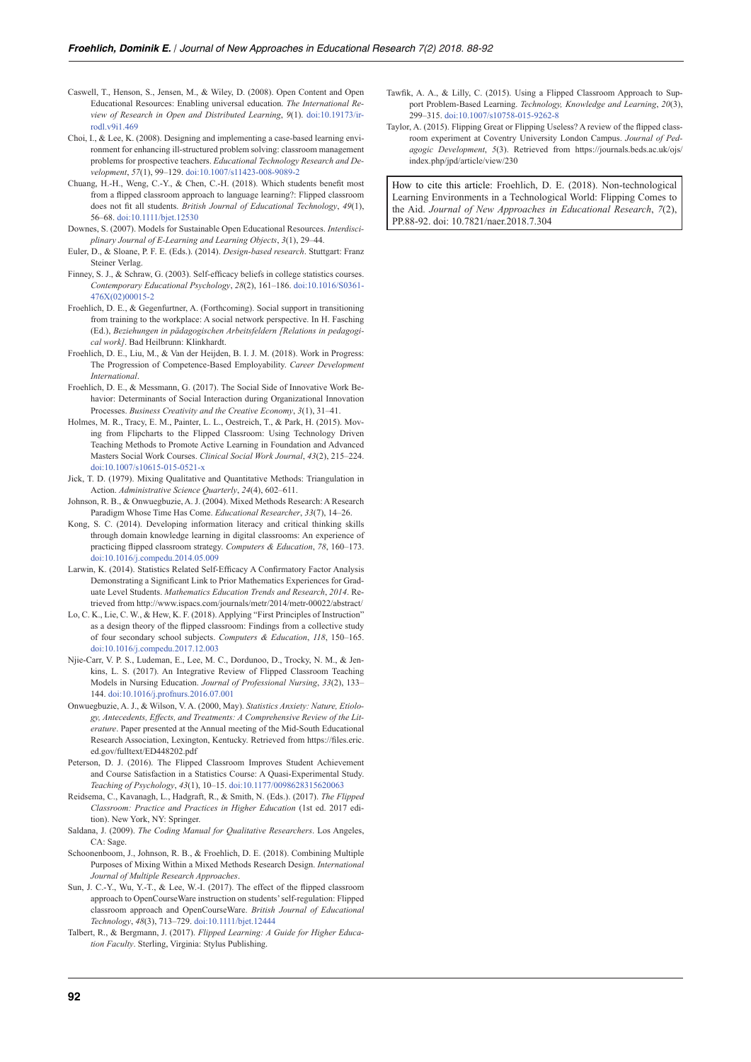Caswell, T., Henson, S., Jensen, M., & Wiley, D. (2008). Open Content and Open Educational Resources: Enabling universal education. *The International Review of Research in Open and Distributed Learning*, *9*(1). doi:10.19173/irrodl.v9i1.469

Choi, I., & Lee, K. (2008). Designing and implementing a case-based learning environment for enhancing ill-structured problem solving: classroom management problems for prospective teachers. *Educational Technology Research and Development*, *57*(1), 99–129. doi:10.1007/s11423-008-9089-2

Chuang, H.-H., Weng, C.-Y., & Chen, C.-H. (2018). Which students benefit most from a flipped classroom approach to language learning?: Flipped classroom does not fit all students. *British Journal of Educational Technology*, *49*(1), 56–68. doi:10.1111/bjet.12530

Downes, S. (2007). Models for Sustainable Open Educational Resources. *Interdisciplinary Journal of E-Learning and Learning Objects*, *3*(1), 29–44.

Euler, D., & Sloane, P. F. E. (Eds.). (2014). *Design-based research*. Stuttgart: Franz Steiner Verlag.

Finney, S. J., & Schraw, G. (2003). Self-efficacy beliefs in college statistics courses. *Contemporary Educational Psychology*, *28*(2), 161–186. doi:10.1016/S0361-476X(02)00015-2

Froehlich, D. E., & Gegenfurtner, A. (Forthcoming). Social support in transitioning from training to the workplace: A social network perspective. In H. Fasching (Ed.), *Beziehungen in pädagogischen Arbeitsfeldern [Relations in pedagogical work]*. Bad Heilbrunn: Klinkhardt.

Froehlich, D. E., Liu, M., & Van der Heijden, B. I. J. M. (2018). Work in Progress: The Progression of Competence-Based Employability. *Career Development International*.

Froehlich, D. E., & Messmann, G. (2017). The Social Side of Innovative Work Behavior: Determinants of Social Interaction during Organizational Innovation Processes. *Business Creativity and the Creative Economy*, *3*(1), 31–41.

Holmes, M. R., Tracy, E. M., Painter, L. L., Oestreich, T., & Park, H. (2015). Moving from Flipcharts to the Flipped Classroom: Using Technology Driven Teaching Methods to Promote Active Learning in Foundation and Advanced Masters Social Work Courses. *Clinical Social Work Journal*, *43*(2), 215–224. doi:10.1007/s10615-015-0521-x

Jick, T. D. (1979). Mixing Qualitative and Quantitative Methods: Triangulation in Action. *Administrative Science Quarterly*, *24*(4), 602–611.

Johnson, R. B., & Onwuegbuzie, A. J. (2004). Mixed Methods Research: A Research Paradigm Whose Time Has Come. *Educational Researcher*, *33*(7), 14–26.

Kong, S. C. (2014). Developing information literacy and critical thinking skills through domain knowledge learning in digital classrooms: An experience of practicing flipped classroom strategy. *Computers & Education*, *78*, 160–173. doi:10.1016/j.compedu.2014.05.009

Larwin, K. (2014). Statistics Related Self-Efficacy A Confirmatory Factor Analysis Demonstrating a Significant Link to Prior Mathematics Experiences for Graduate Level Students. *Mathematics Education Trends and Research*, *2014*. Retrieved from http://www.ispacs.com/journals/metr/2014/metr-00022/abstract/

Lo, C. K., Lie, C. W., & Hew, K. F. (2018). Applying "First Principles of Instruction" as a design theory of the flipped classroom: Findings from a collective study of four secondary school subjects. *Computers & Education*, *118*, 150–165. doi:10.1016/j.compedu.2017.12.003

Njie-Carr, V. P. S., Ludeman, E., Lee, M. C., Dordunoo, D., Trocky, N. M., & Jenkins, L. S. (2017). An Integrative Review of Flipped Classroom Teaching Models in Nursing Education. *Journal of Professional Nursing*, *33*(2), 133–144. doi:10.1016/j.profnurs.2016.07.001

Onwuegbuzie, A. J., & Wilson, V. A. (2000, May). *Statistics Anxiety: Nature, Etiology, Antecedents, Effects, and Treatments: A Comprehensive Review of the Literature*. Paper presented at the Annual meeting of the Mid-South Educational Research Association, Lexington, Kentucky. Retrieved from https://files.eric.ed.gov/fulltext/ED448202.pdf

Peterson, D. J. (2016). The Flipped Classroom Improves Student Achievement and Course Satisfaction in a Statistics Course: A Quasi-Experimental Study. *Teaching of Psychology*, *43*(1), 10–15. doi:10.1177/0098628315620063

Reidsema, C., Kavanagh, L., Hadgraft, R., & Smith, N. (Eds.). (2017). *The Flipped Classroom: Practice and Practices in Higher Education* (1st ed. 2017 edition). New York, NY: Springer.

Saldana, J. (2009). *The Coding Manual for Qualitative Researchers*. Los Angeles, CA: Sage.

Schoonenboom, J., Johnson, R. B., & Froehlich, D. E. (2018). Combining Multiple Purposes of Mixing Within a Mixed Methods Research Design. *International Journal of Multiple Research Approaches*.

Sun, J. C.-Y., Wu, Y.-T., & Lee, W.-I. (2017). The effect of the flipped classroom approach to OpenCourseWare instruction on students' self-regulation: Flipped classroom approach and OpenCourseWare. *British Journal of Educational Technology*, *48*(3), 713–729. doi:10.1111/bjet.12444

Talbert, R., & Bergmann, J. (2017). *Flipped Learning: A Guide for Higher Education Faculty*. Sterling, Virginia: Stylus Publishing.

Tawfik, A. A., & Lilly, C. (2015). Using a Flipped Classroom Approach to Support Problem-Based Learning. *Technology, Knowledge and Learning*, *20*(3), 299–315. doi:10.1007/s10758-015-9262-8

Taylor, A. (2015). Flipping Great or Flipping Useless? A review of the flipped classroom experiment at Coventry University London Campus. *Journal of Pedagogic Development*, *5*(3). Retrieved from https://journals.beds.ac.uk/ojs/index.php/jpd/article/view/230

How to cite this article: Froehlich, D. E. (2018). Non-technological Learning Environments in a Technological World: Flipping Comes to the Aid. *Journal of New Approaches in Educational Research*, *7*(2), PP.88-92. doi: 10.7821/naer.2018.7.304